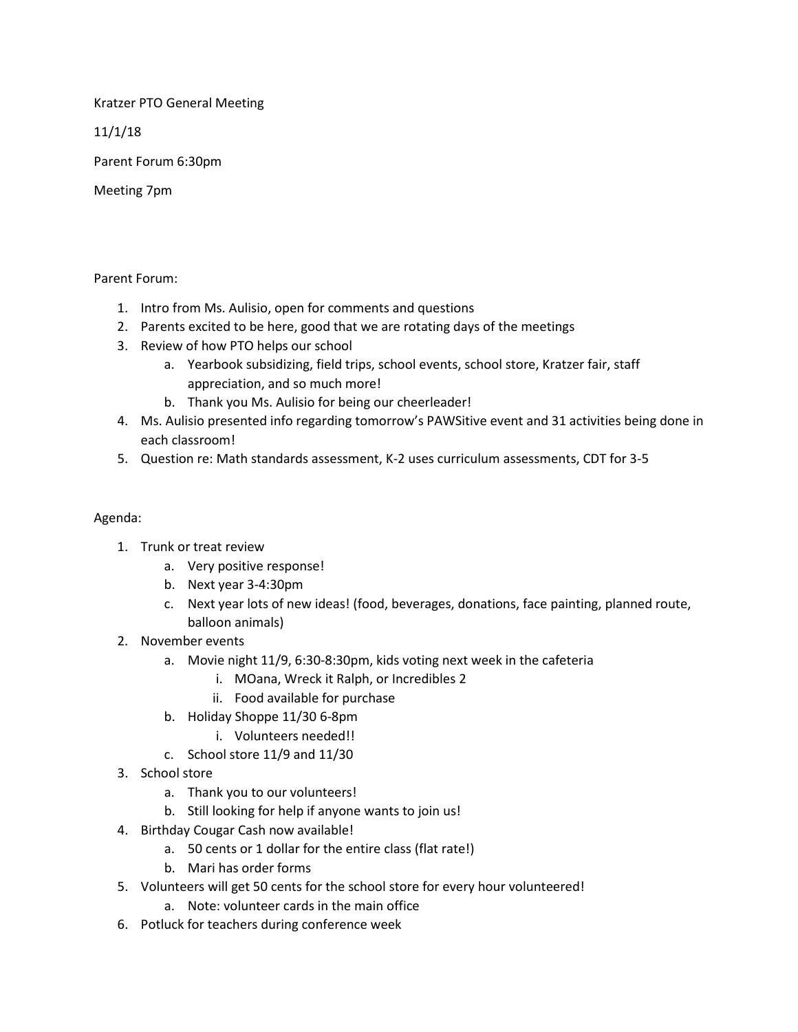Kratzer PTO General Meeting

11/1/18

Parent Forum 6:30pm

Meeting 7pm

Parent Forum:

1. Intro from Ms. Aulisio, open for comments and questions
2. Parents excited to be here, good that we are rotating days of the meetings
3. Review of how PTO helps our school
   a. Yearbook subsidizing, field trips, school events, school store, Kratzer fair, staff appreciation, and so much more!
   b. Thank you Ms. Aulisio for being our cheerleader!
4. Ms. Aulisio presented info regarding tomorrow's PAWSitive event and 31 activities being done in each classroom!
5. Question re: Math standards assessment, K-2 uses curriculum assessments, CDT for 3-5

Agenda:

1. Trunk or treat review
   a. Very positive response!
   b. Next year 3-4:30pm
   c. Next year lots of new ideas! (food, beverages, donations, face painting, planned route, balloon animals)
2. November events
   a. Movie night 11/9, 6:30-8:30pm, kids voting next week in the cafeteria
      i. MOana, Wreck it Ralph, or Incredibles 2
      ii. Food available for purchase
   b. Holiday Shoppe 11/30 6-8pm
      i. Volunteers needed!!
   c. School store 11/9 and 11/30
3. School store
   a. Thank you to our volunteers!
   b. Still looking for help if anyone wants to join us!
4. Birthday Cougar Cash now available!
   a. 50 cents or 1 dollar for the entire class (flat rate!)
   b. Mari has order forms
5. Volunteers will get 50 cents for the school store for every hour volunteered!
   a. Note: volunteer cards in the main office
6. Potluck for teachers during conference week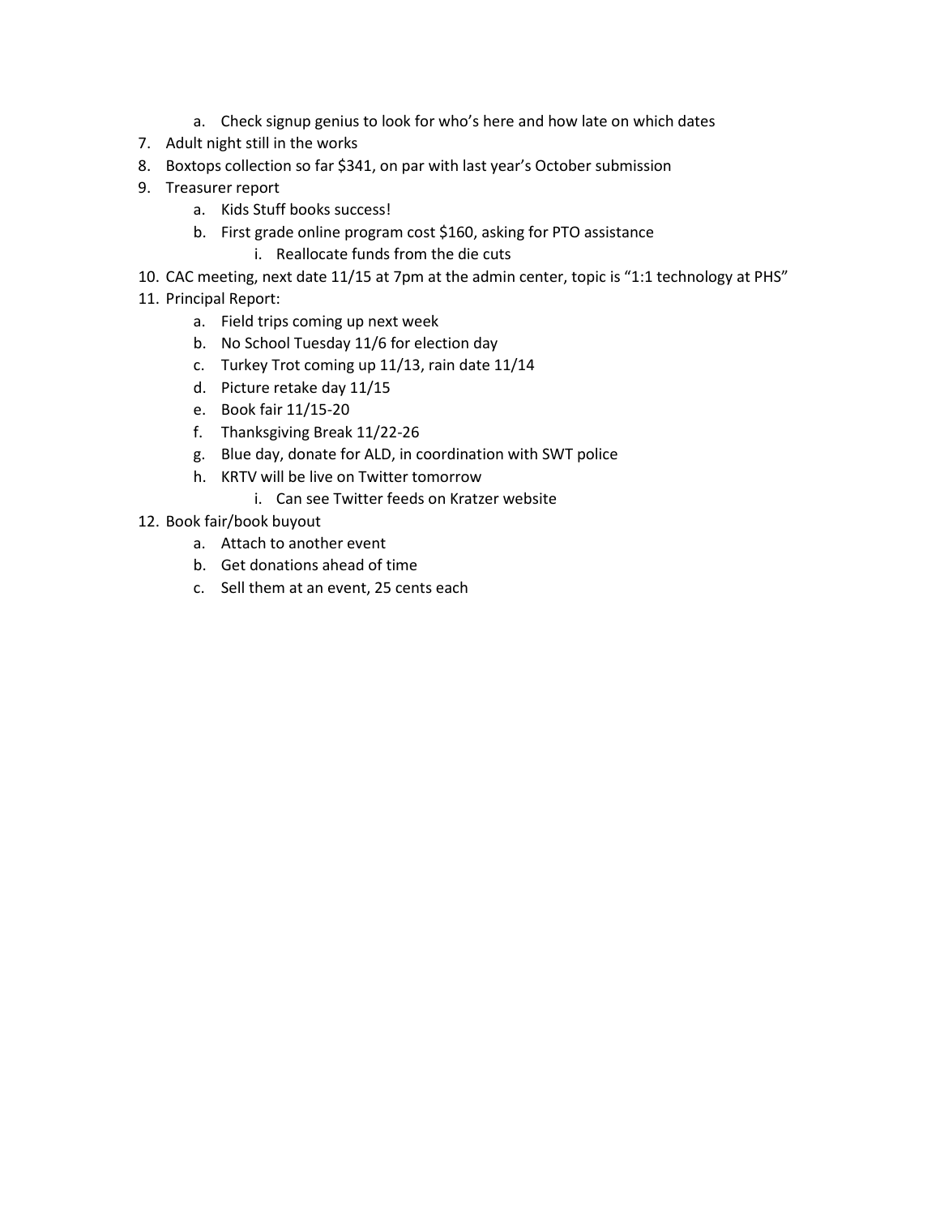a. Check signup genius to look for who's here and how late on which dates

7. Adult night still in the works
8. Boxtops collection so far $341, on par with last year's October submission
9. Treasurer report
    a. Kids Stuff books success!
    b. First grade online program cost $160, asking for PTO assistance
        i. Reallocate funds from the die cuts
10. CAC meeting, next date 11/15 at 7pm at the admin center, topic is "1:1 technology at PHS"
11. Principal Report:
    a. Field trips coming up next week
    b. No School Tuesday 11/6 for election day
    c. Turkey Trot coming up 11/13, rain date 11/14
    d. Picture retake day 11/15
    e. Book fair 11/15-20
    f. Thanksgiving Break 11/22-26
    g. Blue day, donate for ALD, in coordination with SWT police
    h. KRTV will be live on Twitter tomorrow
        i. Can see Twitter feeds on Kratzer website
12. Book fair/book buyout
    a. Attach to another event
    b. Get donations ahead of time
    c. Sell them at an event, 25 cents each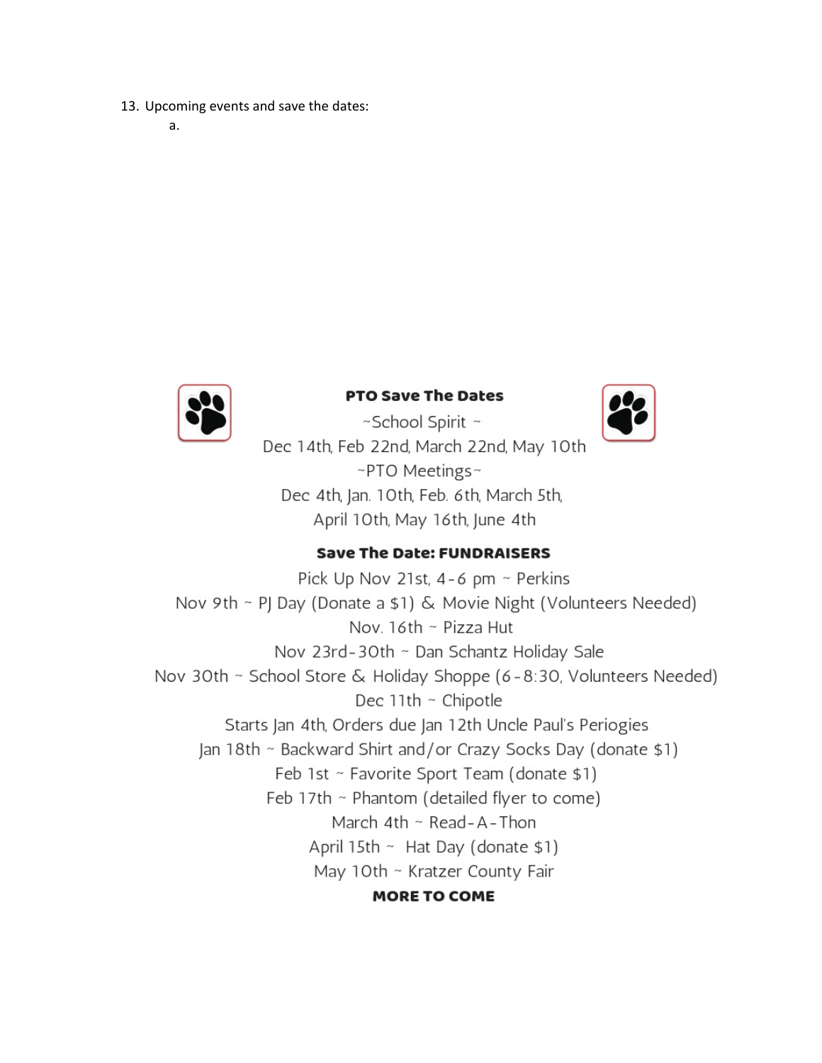13. Upcoming events and save the dates:
    a.

**PTO Save The Dates**

~School Spirit ~

Dec 14th, Feb 22nd, March 22nd, May 10th

~PTO Meetings~

Dec 4th, Jan. 10th, Feb. 6th, March 5th,
April 10th, May 16th, June 4th

**Save The Date: FUNDRAISERS**

Pick Up Nov 21st, 4-6 pm ~ Perkins

Nov 9th ~ PJ Day (Donate a $1) & Movie Night (Volunteers Needed)

Nov. 16th ~ Pizza Hut

Nov 23rd-30th ~ Dan Schantz Holiday Sale

Nov 30th ~ School Store & Holiday Shoppe (6-8:30, Volunteers Needed)

Dec 11th ~ Chipotle

Starts Jan 4th, Orders due Jan 12th Uncle Paul's Periogies

Jan 18th ~ Backward Shirt and/or Crazy Socks Day (donate $1)

Feb 1st ~ Favorite Sport Team (donate $1)

Feb 17th ~ Phantom (detailed flyer to come)

March 4th ~ Read-A-Thon

April 15th ~ Hat Day (donate $1)

May 10th ~ Kratzer County Fair

**MORE TO COME**